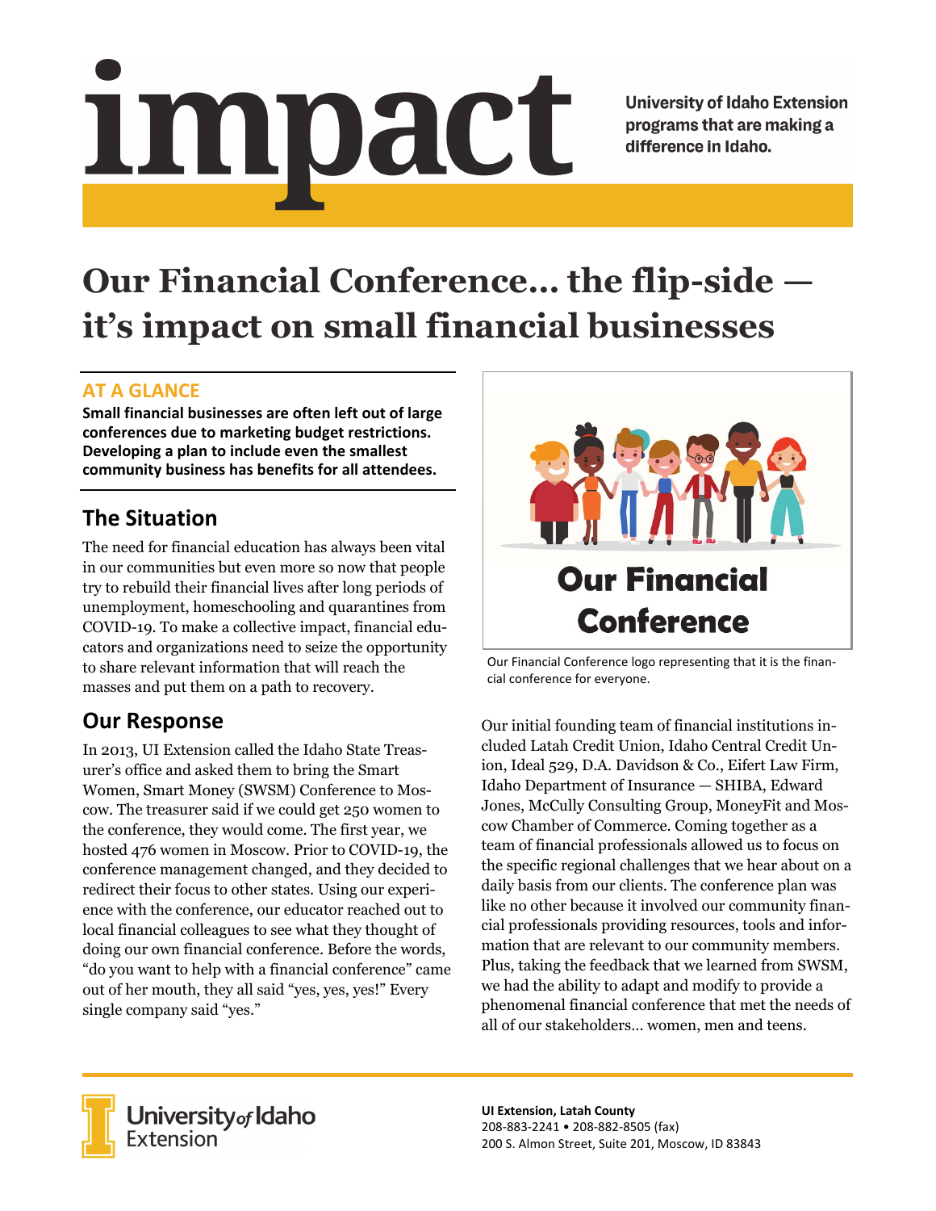# impact

University of Idaho Extension programs that are making a difference in Idaho.

# Our Financial Conference… the flip-side — it's impact on small financial businesses

## AT A GLANCE

**Small financial businesses are often left out of large conferences due to marketing budget restrictions. Developing a plan to include even the smallest community business has benefits for all attendees.**

## The Situation

The need for financial education has always been vital in our communities but even more so now that people try to rebuild their financial lives after long periods of unemployment, homeschooling and quarantines from COVID-19. To make a collective impact, financial educators and organizations need to seize the opportunity to share relevant information that will reach the masses and put them on a path to recovery.

## Our Response

In 2013, UI Extension called the Idaho State Treasurer's office and asked them to bring the Smart Women, Smart Money (SWSM) Conference to Moscow. The treasurer said if we could get 250 women to the conference, they would come. The first year, we hosted 476 women in Moscow. Prior to COVID-19, the conference management changed, and they decided to redirect their focus to other states. Using our experience with the conference, our educator reached out to local financial colleagues to see what they thought of doing our own financial conference. Before the words, "do you want to help with a financial conference" came out of her mouth, they all said "yes, yes, yes!" Every single company said "yes."

Our Financial Conference

Our Financial Conference logo representing that it is the financial conference for everyone.

Our initial founding team of financial institutions included Latah Credit Union, Idaho Central Credit Union, Ideal 529, D.A. Davidson & Co., Eifert Law Firm, Idaho Department of Insurance — SHIBA, Edward Jones, McCully Consulting Group, MoneyFit and Moscow Chamber of Commerce. Coming together as a team of financial professionals allowed us to focus on the specific regional challenges that we hear about on a daily basis from our clients. The conference plan was like no other because it involved our community financial professionals providing resources, tools and information that are relevant to our community members. Plus, taking the feedback that we learned from SWSM, we had the ability to adapt and modify to provide a phenomenal financial conference that met the needs of all of our stakeholders… women, men and teens.

University of Idaho Extension

**UI Extension, Latah County**
208-883-2241 • 208-882-8505 (fax)
200 S. Almon Street, Suite 201, Moscow, ID 83843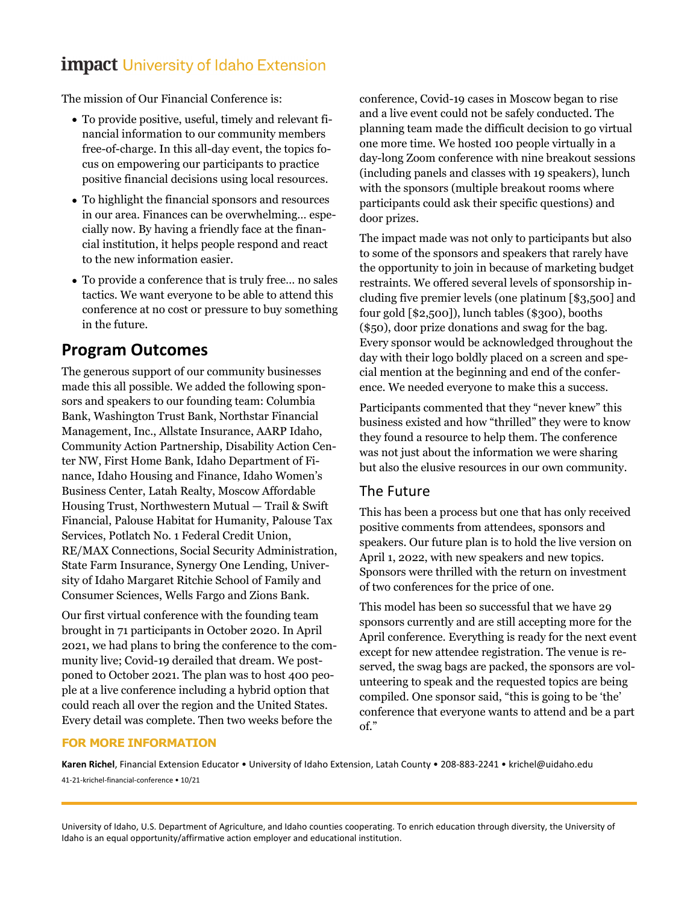The mission of Our Financial Conference is:

- To provide positive, useful, timely and relevant financial information to our community members free-of-charge. In this all-day event, the topics focus on empowering our participants to practice positive financial decisions using local resources.
- To highlight the financial sponsors and resources in our area. Finances can be overwhelming… especially now. By having a friendly face at the financial institution, it helps people respond and react to the new information easier.
- To provide a conference that is truly free… no sales tactics. We want everyone to be able to attend this conference at no cost or pressure to buy something in the future.

## Program Outcomes

The generous support of our community businesses made this all possible. We added the following sponsors and speakers to our founding team: Columbia Bank, Washington Trust Bank, Northstar Financial Management, Inc., Allstate Insurance, AARP Idaho, Community Action Partnership, Disability Action Center NW, First Home Bank, Idaho Department of Finance, Idaho Housing and Finance, Idaho Women's Business Center, Latah Realty, Moscow Affordable Housing Trust, Northwestern Mutual — Trail & Swift Financial, Palouse Habitat for Humanity, Palouse Tax Services, Potlatch No. 1 Federal Credit Union, RE/MAX Connections, Social Security Administration, State Farm Insurance, Synergy One Lending, University of Idaho Margaret Ritchie School of Family and Consumer Sciences, Wells Fargo and Zions Bank.

Our first virtual conference with the founding team brought in 71 participants in October 2020. In April 2021, we had plans to bring the conference to the community live; Covid-19 derailed that dream. We postponed to October 2021. The plan was to host 400 people at a live conference including a hybrid option that could reach all over the region and the United States. Every detail was complete. Then two weeks before the conference, Covid-19 cases in Moscow began to rise and a live event could not be safely conducted. The planning team made the difficult decision to go virtual one more time. We hosted 100 people virtually in a day-long Zoom conference with nine breakout sessions (including panels and classes with 19 speakers), lunch with the sponsors (multiple breakout rooms where participants could ask their specific questions) and door prizes.

The impact made was not only to participants but also to some of the sponsors and speakers that rarely have the opportunity to join in because of marketing budget restraints. We offered several levels of sponsorship including five premier levels (one platinum [$3,500] and four gold [$2,500]), lunch tables ($300), booths ($50), door prize donations and swag for the bag. Every sponsor would be acknowledged throughout the day with their logo boldly placed on a screen and special mention at the beginning and end of the conference. We needed everyone to make this a success.

Participants commented that they "never knew" this business existed and how "thrilled" they were to know they found a resource to help them. The conference was not just about the information we were sharing but also the elusive resources in our own community.

### The Future

This has been a process but one that has only received positive comments from attendees, sponsors and speakers. Our future plan is to hold the live version on April 1, 2022, with new speakers and new topics. Sponsors were thrilled with the return on investment of two conferences for the price of one.

This model has been so successful that we have 29 sponsors currently and are still accepting more for the April conference. Everything is ready for the next event except for new attendee registration. The venue is reserved, the swag bags are packed, the sponsors are volunteering to speak and the requested topics are being compiled. One sponsor said, "this is going to be 'the' conference that everyone wants to attend and be a part of."

**FOR MORE INFORMATION**

**Karen Richel**, Financial Extension Educator • University of Idaho Extension, Latah County • 208-883-2241 • krichel@uidaho.edu

41-21-krichel-financial-conference • 10/21

University of Idaho, U.S. Department of Agriculture, and Idaho counties cooperating. To enrich education through diversity, the University of Idaho is an equal opportunity/affirmative action employer and educational institution.